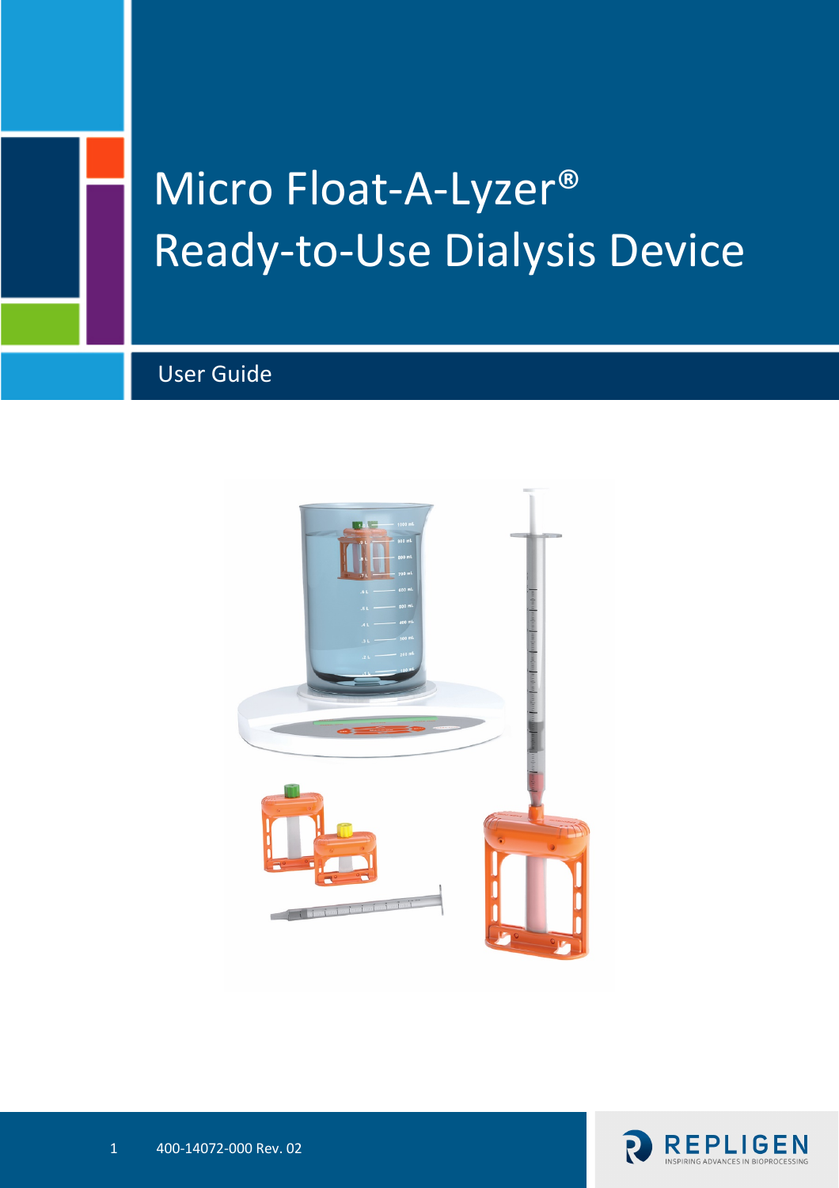# Micro Float-A-Lyzer®
# Ready-to-Use Dialysis Device

## User Guide

400-14072-000 Rev. 02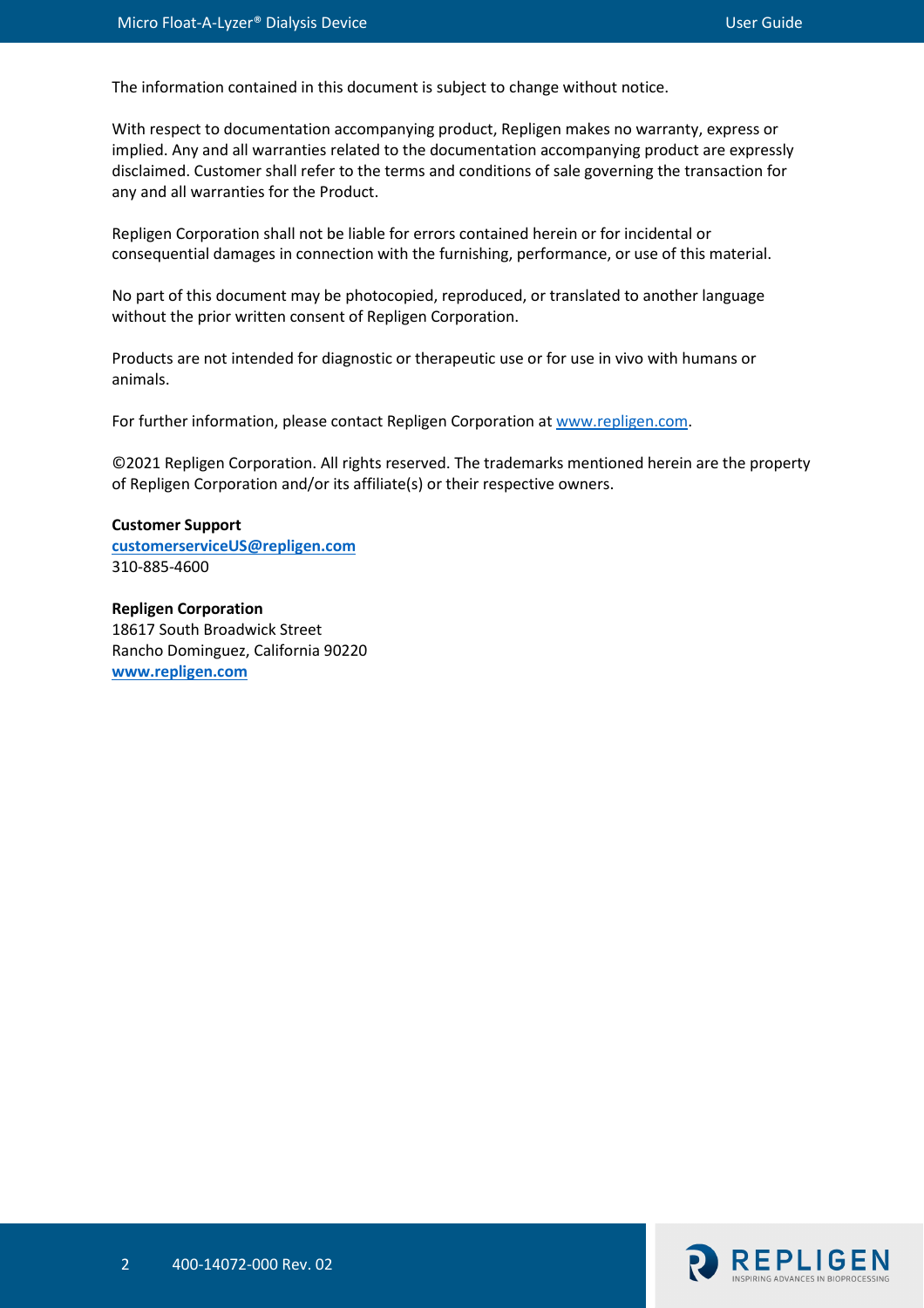The information contained in this document is subject to change without notice.

With respect to documentation accompanying product, Repligen makes no warranty, express or implied. Any and all warranties related to the documentation accompanying product are expressly disclaimed. Customer shall refer to the terms and conditions of sale governing the transaction for any and all warranties for the Product.

Repligen Corporation shall not be liable for errors contained herein or for incidental or consequential damages in connection with the furnishing, performance, or use of this material.

No part of this document may be photocopied, reproduced, or translated to another language without the prior written consent of Repligen Corporation.

Products are not intended for diagnostic or therapeutic use or for use in vivo with humans or animals.

For further information, please contact Repligen Corporation at [www.repligen.com](http://www.repligen.com).

©2021 Repligen Corporation. All rights reserved. The trademarks mentioned herein are the property of Repligen Corporation and/or its affiliate(s) or their respective owners.

**Customer Support**
**[customerserviceUS@repligen.com](mailto:customerserviceUS@repligen.com)**
310-885-4600

**Repligen Corporation**
18617 South Broadwick Street
Rancho Dominguez, California 90220
**[www.repligen.com](http://www.repligen.com)**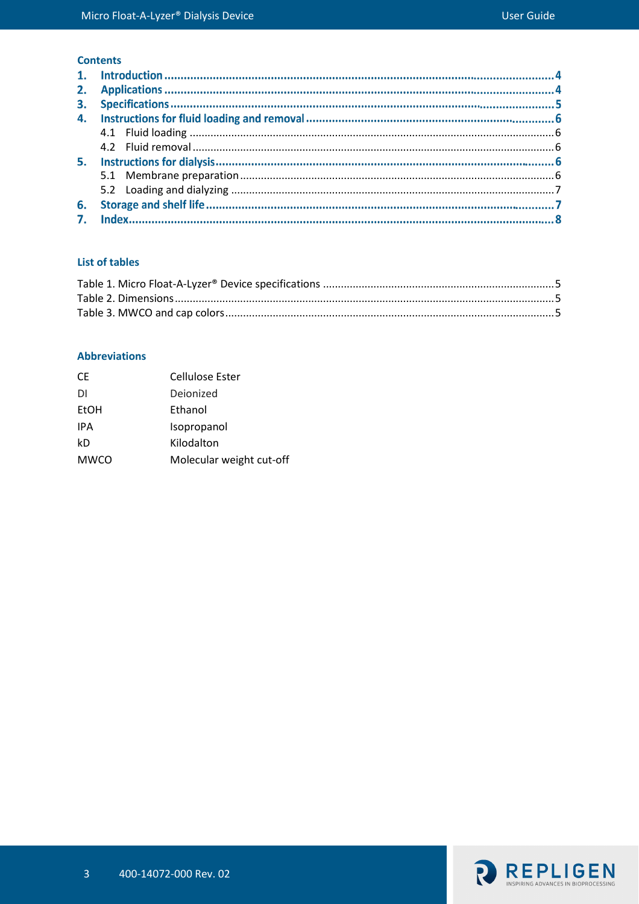## Contents

1. **Introduction** ..... 4
2. **Applications** ..... 4
3. **Specifications** ..... 5
4. **Instructions for fluid loading and removal** ..... 6
   - 4.1 Fluid loading ..... 6
   - 4.2 Fluid removal ..... 6
5. **Instructions for dialysis** ..... 6
   - 5.1 Membrane preparation ..... 6
   - 5.2 Loading and dialyzing ..... 7
6. **Storage and shelf life** ..... 7
7. **Index** ..... 8

## List of tables

Table 1. Micro Float-A-Lyzer® Device specifications ..... 5
Table 2. Dimensions ..... 5
Table 3. MWCO and cap colors ..... 5

## Abbreviations

| | |
|---|---|
| CE | Cellulose Ester |
| DI | Deionized |
| EtOH | Ethanol |
| IPA | Isopropanol |
| kD | Kilodalton |
| MWCO | Molecular weight cut-off |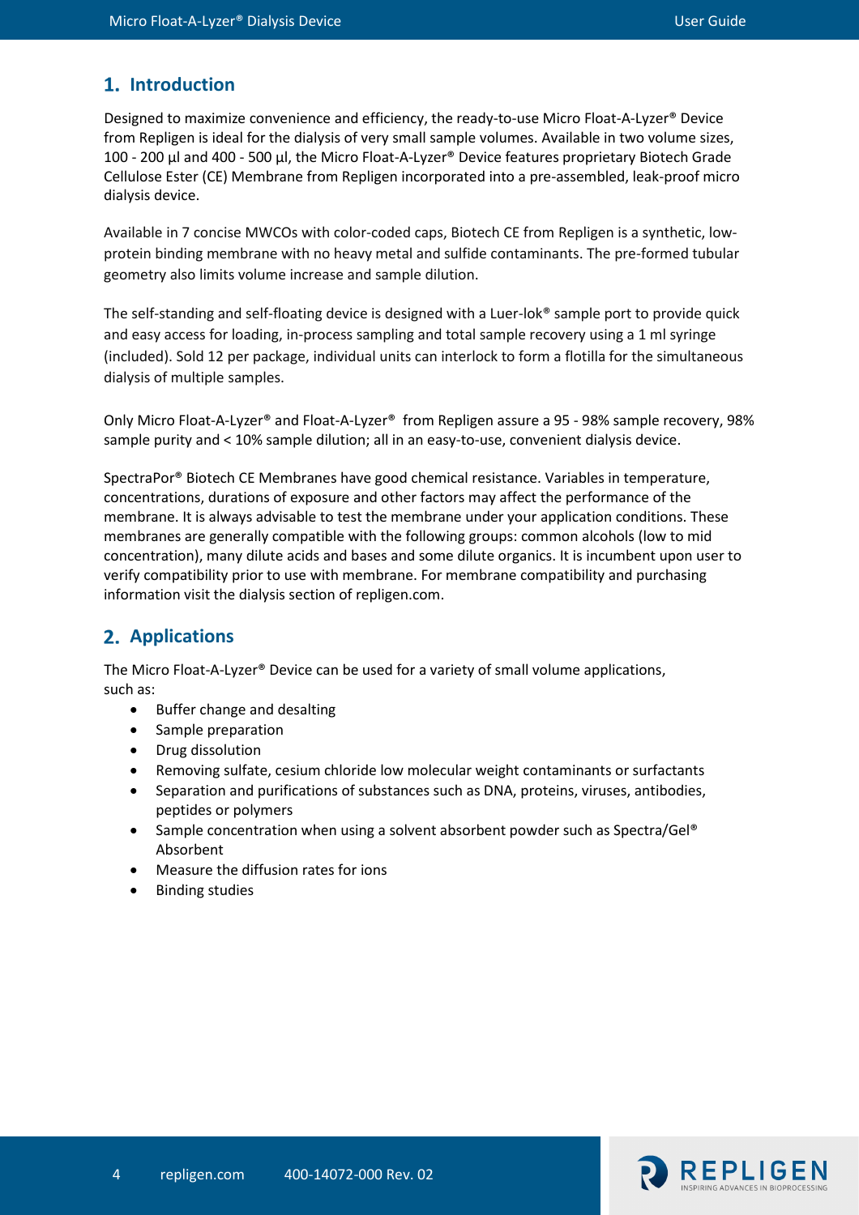## 1. Introduction

Designed to maximize convenience and efficiency, the ready-to-use Micro Float-A-Lyzer® Device from Repligen is ideal for the dialysis of very small sample volumes. Available in two volume sizes, 100 - 200 µl and 400 - 500 µl, the Micro Float-A-Lyzer® Device features proprietary Biotech Grade Cellulose Ester (CE) Membrane from Repligen incorporated into a pre-assembled, leak-proof micro dialysis device.

Available in 7 concise MWCOs with color-coded caps, Biotech CE from Repligen is a synthetic, low-protein binding membrane with no heavy metal and sulfide contaminants. The pre-formed tubular geometry also limits volume increase and sample dilution.

The self-standing and self-floating device is designed with a Luer-lok® sample port to provide quick and easy access for loading, in-process sampling and total sample recovery using a 1 ml syringe (included). Sold 12 per package, individual units can interlock to form a flotilla for the simultaneous dialysis of multiple samples.

Only Micro Float-A-Lyzer® and Float-A-Lyzer® from Repligen assure a 95 - 98% sample recovery, 98% sample purity and < 10% sample dilution; all in an easy-to-use, convenient dialysis device.

SpectraPor® Biotech CE Membranes have good chemical resistance. Variables in temperature, concentrations, durations of exposure and other factors may affect the performance of the membrane. It is always advisable to test the membrane under your application conditions. These membranes are generally compatible with the following groups: common alcohols (low to mid concentration), many dilute acids and bases and some dilute organics. It is incumbent upon user to verify compatibility prior to use with membrane. For membrane compatibility and purchasing information visit the dialysis section of repligen.com.

## 2. Applications

The Micro Float-A-Lyzer® Device can be used for a variety of small volume applications, such as:

- Buffer change and desalting
- Sample preparation
- Drug dissolution
- Removing sulfate, cesium chloride low molecular weight contaminants or surfactants
- Separation and purifications of substances such as DNA, proteins, viruses, antibodies, peptides or polymers
- Sample concentration when using a solvent absorbent powder such as Spectra/Gel® Absorbent
- Measure the diffusion rates for ions
- Binding studies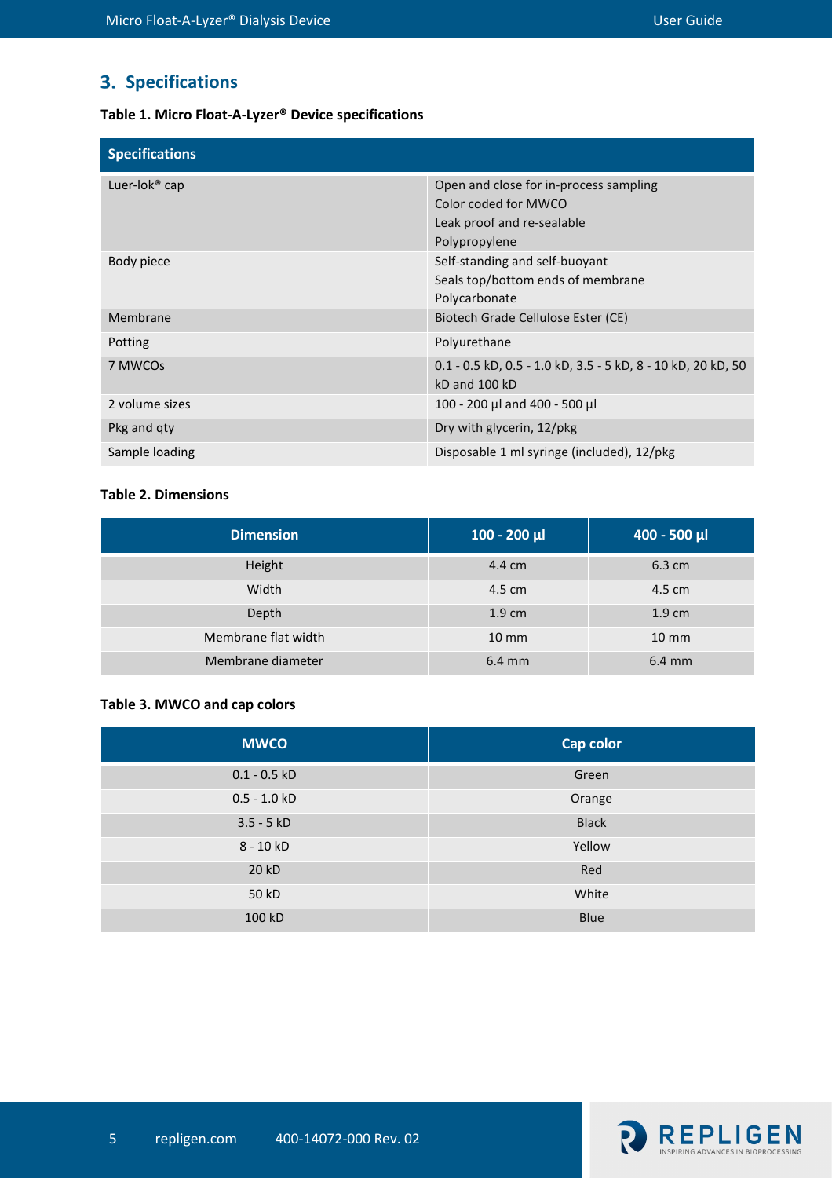## 3. Specifications

**Table 1. Micro Float-A-Lyzer® Device specifications**

| Specifications | |
|---|---|
| Luer-lok® cap | Open and close for in-process sampling<br>Color coded for MWCO<br>Leak proof and re-sealable<br>Polypropylene |
| Body piece | Self-standing and self-buoyant<br>Seals top/bottom ends of membrane<br>Polycarbonate |
| Membrane | Biotech Grade Cellulose Ester (CE) |
| Potting | Polyurethane |
| 7 MWCOs | 0.1 - 0.5 kD, 0.5 - 1.0 kD, 3.5 - 5 kD, 8 - 10 kD, 20 kD, 50 kD and 100 kD |
| 2 volume sizes | 100 - 200 µl and 400 - 500 µl |
| Pkg and qty | Dry with glycerin, 12/pkg |
| Sample loading | Disposable 1 ml syringe (included), 12/pkg |

**Table 2. Dimensions**

| Dimension | 100 - 200 µl | 400 - 500 µl |
|---|---|---|
| Height | 4.4 cm | 6.3 cm |
| Width | 4.5 cm | 4.5 cm |
| Depth | 1.9 cm | 1.9 cm |
| Membrane flat width | 10 mm | 10 mm |
| Membrane diameter | 6.4 mm | 6.4 mm |

**Table 3. MWCO and cap colors**

| MWCO | Cap color |
|---|---|
| 0.1 - 0.5 kD | Green |
| 0.5 - 1.0 kD | Orange |
| 3.5 - 5 kD | Black |
| 8 - 10 kD | Yellow |
| 20 kD | Red |
| 50 kD | White |
| 100 kD | Blue |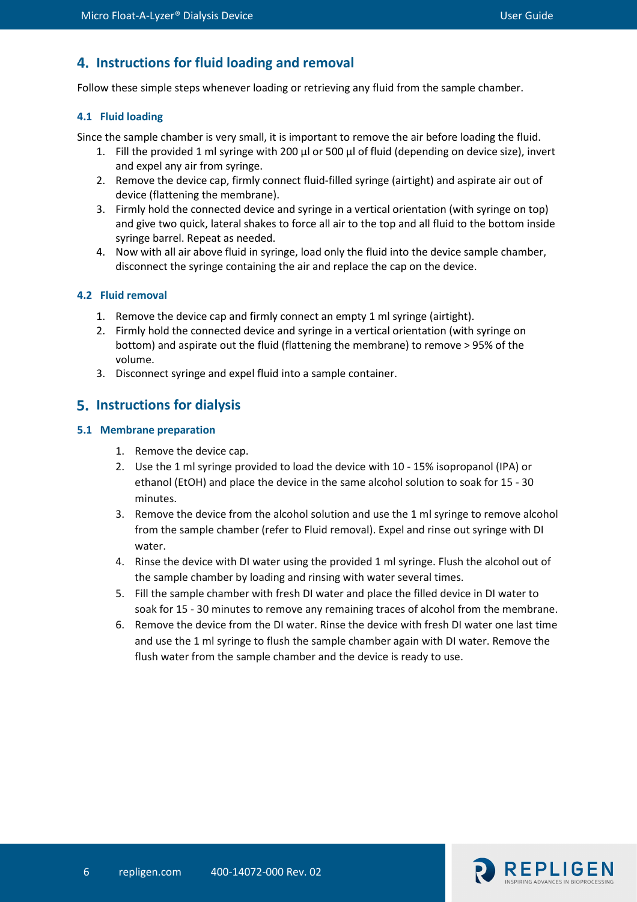## 4. Instructions for fluid loading and removal

Follow these simple steps whenever loading or retrieving any fluid from the sample chamber.

### 4.1 Fluid loading

Since the sample chamber is very small, it is important to remove the air before loading the fluid.

1. Fill the provided 1 ml syringe with 200 µl or 500 µl of fluid (depending on device size), invert and expel any air from syringe.
2. Remove the device cap, firmly connect fluid-filled syringe (airtight) and aspirate air out of device (flattening the membrane).
3. Firmly hold the connected device and syringe in a vertical orientation (with syringe on top) and give two quick, lateral shakes to force all air to the top and all fluid to the bottom inside syringe barrel. Repeat as needed.
4. Now with all air above fluid in syringe, load only the fluid into the device sample chamber, disconnect the syringe containing the air and replace the cap on the device.

### 4.2 Fluid removal

1. Remove the device cap and firmly connect an empty 1 ml syringe (airtight).
2. Firmly hold the connected device and syringe in a vertical orientation (with syringe on bottom) and aspirate out the fluid (flattening the membrane) to remove > 95% of the volume.
3. Disconnect syringe and expel fluid into a sample container.

## 5. Instructions for dialysis

### 5.1 Membrane preparation

1. Remove the device cap.
2. Use the 1 ml syringe provided to load the device with 10 - 15% isopropanol (IPA) or ethanol (EtOH) and place the device in the same alcohol solution to soak for 15 - 30 minutes.
3. Remove the device from the alcohol solution and use the 1 ml syringe to remove alcohol from the sample chamber (refer to Fluid removal). Expel and rinse out syringe with DI water.
4. Rinse the device with DI water using the provided 1 ml syringe. Flush the alcohol out of the sample chamber by loading and rinsing with water several times.
5. Fill the sample chamber with fresh DI water and place the filled device in DI water to soak for 15 - 30 minutes to remove any remaining traces of alcohol from the membrane.
6. Remove the device from the DI water. Rinse the device with fresh DI water one last time and use the 1 ml syringe to flush the sample chamber again with DI water. Remove the flush water from the sample chamber and the device is ready to use.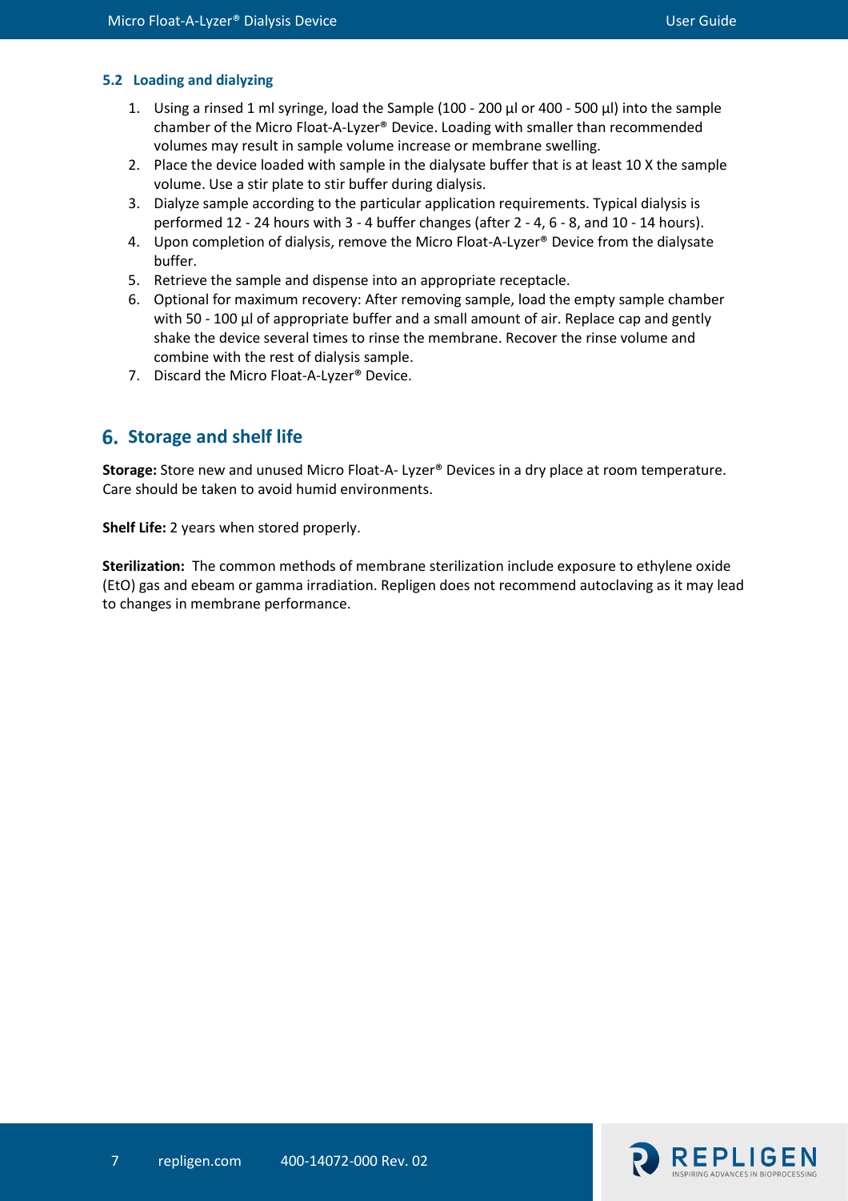### 5.2 Loading and dialyzing

1. Using a rinsed 1 ml syringe, load the Sample (100 - 200 µl or 400 - 500 µl) into the sample chamber of the Micro Float-A-Lyzer® Device. Loading with smaller than recommended volumes may result in sample volume increase or membrane swelling.
2. Place the device loaded with sample in the dialysate buffer that is at least 10 X the sample volume. Use a stir plate to stir buffer during dialysis.
3. Dialyze sample according to the particular application requirements. Typical dialysis is performed 12 - 24 hours with 3 - 4 buffer changes (after 2 - 4, 6 - 8, and 10 - 14 hours).
4. Upon completion of dialysis, remove the Micro Float-A-Lyzer® Device from the dialysate buffer.
5. Retrieve the sample and dispense into an appropriate receptacle.
6. Optional for maximum recovery: After removing sample, load the empty sample chamber with 50 - 100 µl of appropriate buffer and a small amount of air. Replace cap and gently shake the device several times to rinse the membrane. Recover the rinse volume and combine with the rest of dialysis sample.
7. Discard the Micro Float-A-Lyzer® Device.

## 6. Storage and shelf life

**Storage:** Store new and unused Micro Float-A- Lyzer® Devices in a dry place at room temperature. Care should be taken to avoid humid environments.

**Shelf Life:** 2 years when stored properly.

**Sterilization:** The common methods of membrane sterilization include exposure to ethylene oxide (EtO) gas and ebeam or gamma irradiation. Repligen does not recommend autoclaving as it may lead to changes in membrane performance.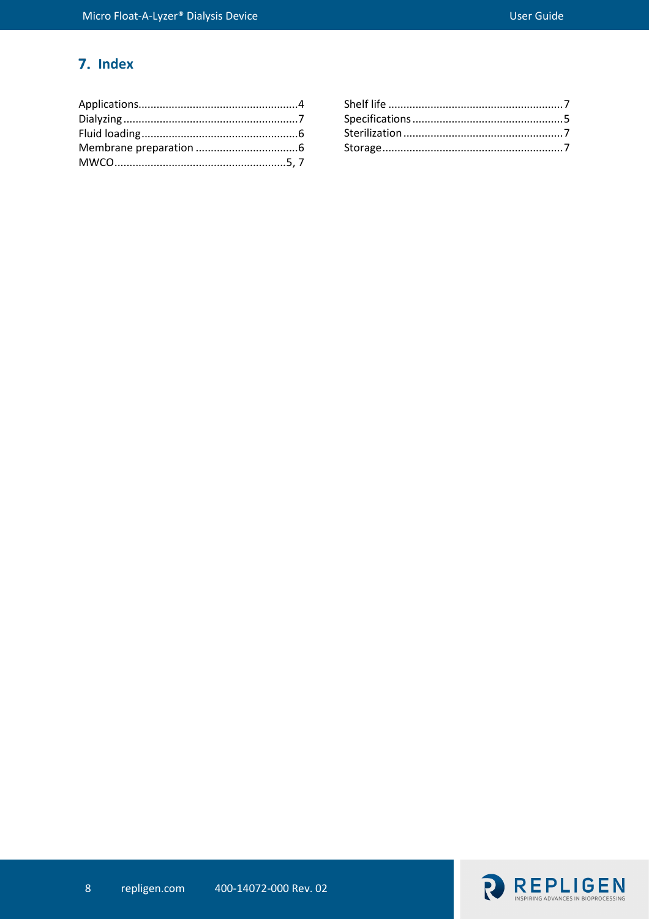## 7. Index

Applications....................................................4
Dialyzing.........................................................7
Fluid loading...................................................6
Membrane preparation ..................................6
MWCO........................................................5, 7
Shelf life .........................................................7
Specifications .................................................5
Sterilization ....................................................7
Storage............................................................7